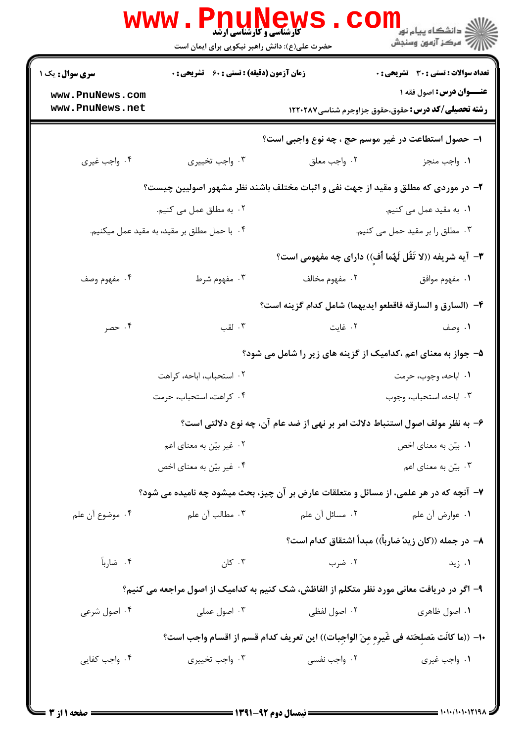کارشناسی و کارشناسی ارشد

حضرت علی(ع): دانش راهبر نیکویی برای ایمان است

دانشگاه پیام نور
مرکز آزمون وسنجش

**سری سوال:** یک ۱

**زمان آزمون (دقیقه) : تستی : ۶۰ تشریحی : ۰**

**تعداد سوالات : تستی : ۳۰ تشریحی : ۰**

**عنـــوان درس:** اصول فقه ۱

**رشته تحصیلی/کد درس:** حقوق،حقوق جزاوجرم شناسی۱۲۲۰۲۸۷

۱- حصول استطاعت در غیر موسم حج ، چه نوع واجبی است؟

۱. واجب منجز
۲. واجب معلق
۳. واجب تخییری
۴. واجب غیری

۲- در موردی که مطلق و مقید از جهت نفی و اثبات مختلف باشند نظر مشهور اصولیین چیست؟

۱. به مقید عمل می کنیم.
۲. به مطلق عمل می کنیم.
۳. مطلق را بر مقید حمل می کنیم.
۴. با حمل مطلق بر مقید، به مقید عمل میکنیم.

۳- آیه شریفه ((لا تَقُل لَهُما أُفٍ)) دارای چه مفهومی است؟

۱. مفهوم موافق
۲. مفهوم مخالف
۳. مفهوم شرط
۴. مفهوم وصف

۴- (السارق و السارقه فاقطعو ایدیهما) شامل کدام گزینه است؟

۱. وصف
۲. غایت
۳. لقب
۴. حصر

۵- جواز به معنای اعم ،کدامیک از گزینه های زیر را شامل می شود؟

۱. اباحه، وجوب، حرمت
۲. استحباب، اباحه، کراهت
۳. اباحه، استحباب، وجوب
۴. کراهت، استحباب، حرمت

۶- به نظر مولف اصول استنباط دلالت امر بر نهی از ضد عام آن، چه نوع دلالتی است؟

۱. بیّن به معنای اخص
۲. غیر بیّن به معنای اعم
۳. بیّن به معنای اعم
۴. غیر بیّن به معنای اخص

۷- آنچه که در هر علمی، از مسائل و متعلقات عارض بر آن چیز، بحث میشود چه نامیده می شود؟

۱. عوارض آن علم
۲. مسائل آن علم
۳. مطالب آن علم
۴. موضوع آن علم

۸- در جمله ((کان زیدٌ ضارباً)) مبدأ اشتقاق کدام است؟

۱. زید
۲. ضرب
۳. کان
۴. ضارباً

۹- اگر در دریافت معانی مورد نظر متکلم از الفاظش، شک کنیم به کدامیک از اصول مراجعه می کنیم؟

۱. اصول ظاهری
۲. اصول لفظی
۳. اصول عملی
۴. اصول شرعی

۱۰- ((ما کانَت مَصلِحَته فی غَیرِهِ مِنَ الواجِبات)) این تعریف کدام قسم از اقسام واجب است؟

۱. واجب غیری
۲. واجب نفسی
۳. واجب تخییری
۴. واجب کفایی

نیمسال دوم ۹۲-۱۳۹۱

۱۰۱۰/۱۰۱۰۱۲۱۹۸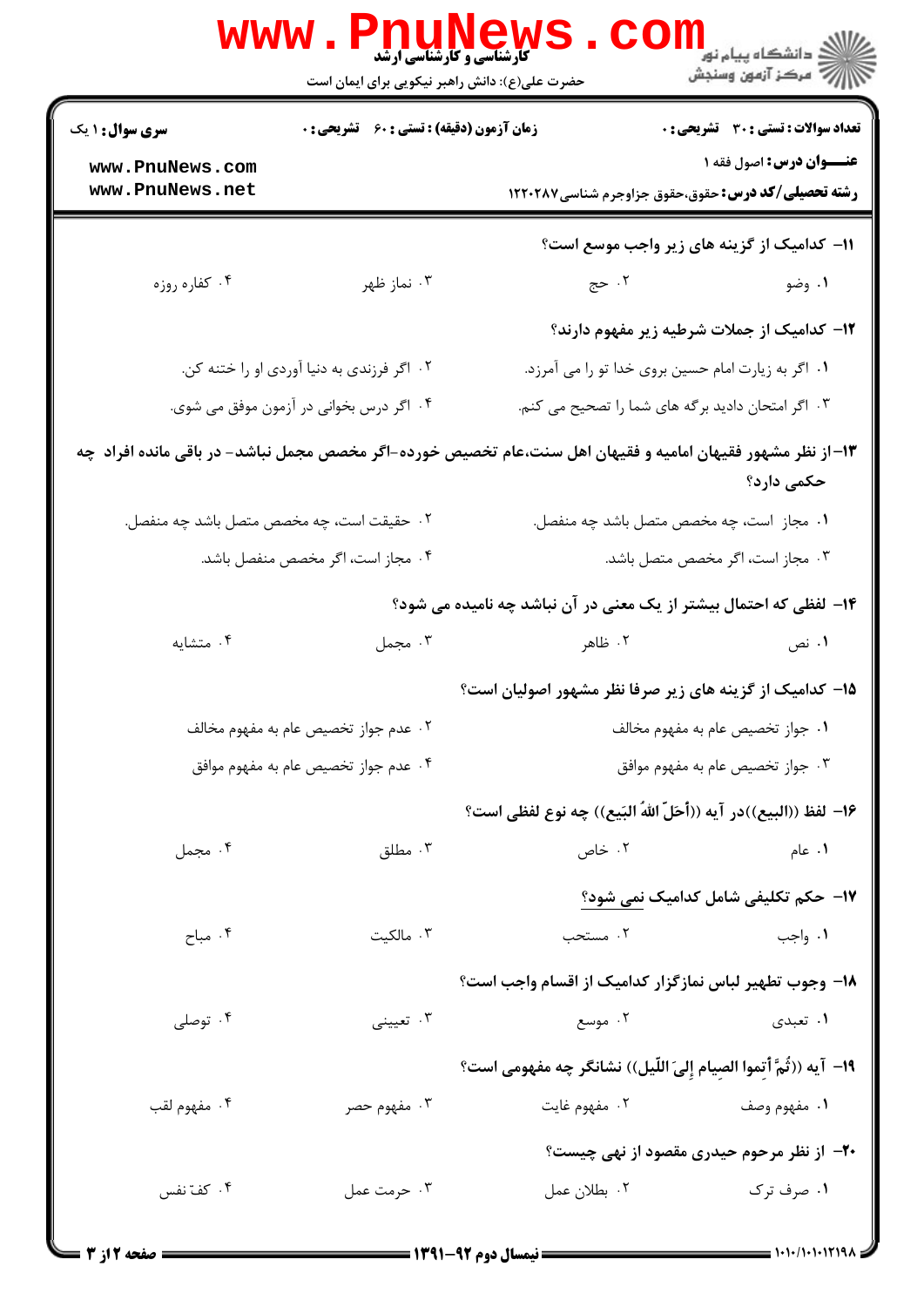۱۱- کدامیک از گزینه های زیر واجب موسع است؟

۱. وضو
۲. حج
۳. نماز ظهر
۴. کفاره روزه

۱۲- کدامیک از جملات شرطیه زیر مفهوم دارند؟

۱. اگر به زیارت امام حسین بروی خدا تو را می آمرزد.
۲. اگر فرزندی به دنیا آوردی او را ختنه کن.
۳. اگر امتحان دادید برگه های شما را تصحیح می کنم.
۴. اگر درس بخوانی در آزمون موفق می شوی.

۱۳- از نظر مشهور فقیهان امامیه و فقیهان اهل سنت،عام تخصیص خورده -اگر مخصص مجمل نباشد- در باقی مانده افراد چه حکمی دارد؟

۱. مجاز است، چه مخصص متصل باشد چه منفصل.
۲. حقیقت است، چه مخصص متصل باشد چه منفصل.
۳. مجاز است، اگر مخصص متصل باشد.
۴. مجاز است، اگر مخصص منفصل باشد.

۱۴- لفظی که احتمال بیشتر از یک معنی در آن نباشد چه نامیده می شود؟

۱. نص
۲. ظاهر
۳. مجمل
۴. متشابه

۱۵- کدامیک از گزینه های زیر صرفا نظر مشهور اصولیان است؟

۱. جواز تخصیص عام به مفهوم مخالف
۲. عدم جواز تخصیص عام به مفهوم مخالف
۳. جواز تخصیص عام به مفهوم موافق
۴. عدم جواز تخصیص عام به مفهوم موافق

۱۶- لفظ ((البیع))در آیه ((أحَلّ اللهُ البَیع)) چه نوع لفظی است؟

۱. عام
۲. خاص
۳. مطلق
۴. مجمل

۱۷- حکم تکلیفی شامل کدامیک نمی شود؟

۱. واجب
۲. مستحب
۳. مالکیت
۴. مباح

۱۸- وجوب تطهیر لباس نمازگزار کدامیک از اقسام واجب است؟

۱. تعبدی
۲. موسع
۳. تعیینی
۴. توصلی

۱۹- آیه ((ثُمَّ أتِموا الصِیام إلیَ اللّیل)) نشانگر چه مفهومی است؟

۱. مفهوم وصف
۲. مفهوم غایت
۳. مفهوم حصر
۴. مفهوم لقب

۲۰- از نظر مرحوم حیدری مقصود از نهی چیست؟

۱. صرف ترک
۲. بطلان عمل
۳. حرمت عمل
۴. کفّ نفس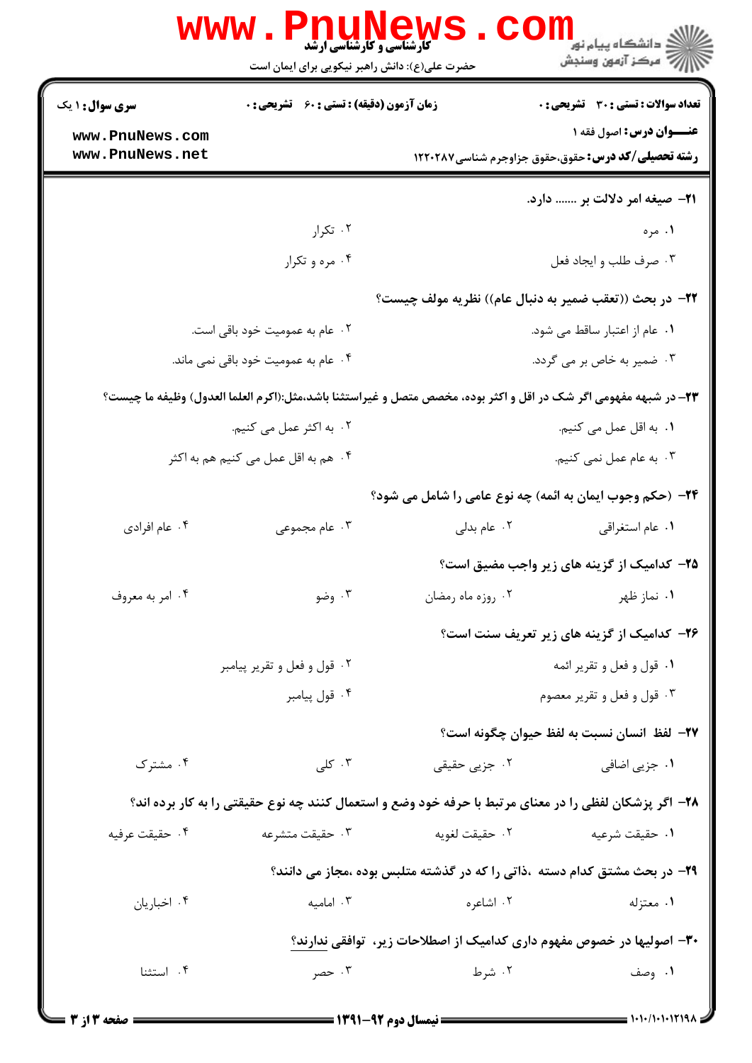**۲۱- صیغه امر دلالت بر ....... دارد.**

۱. مره

۲. تکرار

۳. صرف طلب و ایجاد فعل

۴. مره و تکرار

**۲۲- در بحث ((تعقب ضمیر به دنبال عام)) نظریه مولف چیست؟**

۱. عام از اعتبار ساقط می شود.

۲. عام به عمومیت خود باقی است.

۳. ضمیر به خاص بر می گردد.

۴. عام به عمومیت خود باقی نمی ماند.

**۲۳- در شبهه مفهومی اگر شک در اقل و اکثر بوده، مخصص متصل و غیراستثنا باشد،مثل:(اکرم العلما العدول) وظیفه ما چیست؟**

۱. به اقل عمل می کنیم.

۲. به اکثر عمل می کنیم.

۳. به عام عمل نمی کنیم.

۴. هم به اقل عمل می کنیم هم به اکثر

**۲۴- (حکم وجوب ایمان به ائمه) چه نوع عامی را شامل می شود؟**

۱. عام استغراقی

۲. عام بدلی

۳. عام مجموعی

۴. عام افرادی

**۲۵- کدامیک از گزینه های زیر واجب مضیق است؟**

۱. نماز ظهر

۲. روزه ماه رمضان

۳. وضو

۴. امر به معروف

**۲۶- کدامیک از گزینه های زیر تعریف سنت است؟**

۱. قول و فعل و تقریر ائمه

۲. قول و فعل و تقریر پیامبر

۳. قول و فعل و تقریر معصوم

۴. قول پیامبر

**۲۷- لفظ انسان نسبت به لفظ حیوان چگونه است؟**

۱. جزیی اضافی

۲. جزیی حقیقی

۳. کلی

۴. مشترک

**۲۸- اگر پزشکان لفظی را در معنای مرتبط با حرفه خود وضع و استعمال کنند چه نوع حقیقتی را به کار برده اند؟**

۱. حقیقت شرعیه

۲. حقیقت لغویه

۳. حقیقت متشرعه

۴. حقیقت عرفیه

**۲۹- در بحث مشتق کدام دسته ،ذاتی را که در گذشته متلبس بوده ،مجاز می دانند؟**

۱. معتزله

۲. اشاعره

۳. امامیه

۴. اخباریان

**۳۰- اصولیها در خصوص مفهوم داری کدامیک از اصطلاحات زیر، توافقی ندارند؟**

۱. وصف

۲. شرط

۳. حصر

۴. استثنا